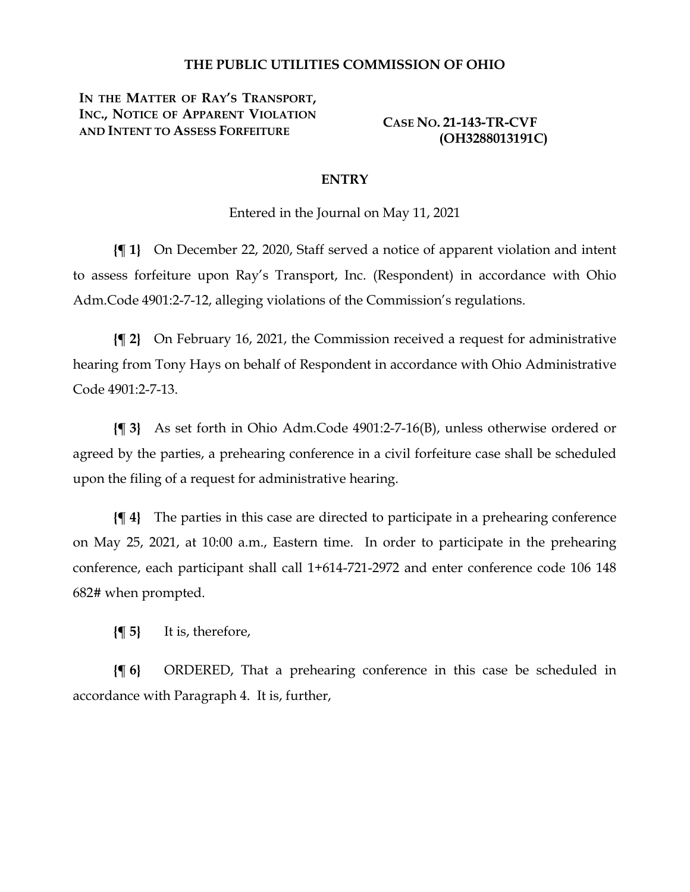**THE PUBLIC UTILITIES COMMISSION OF OHIO**

| | |
|---|---|
| **IN THE MATTER OF RAY'S TRANSPORT, INC., NOTICE OF APPARENT VIOLATION AND INTENT TO ASSESS FORFEITURE** | **CASE NO. 21-143-TR-CVF (OH3288013191C)** |

## ENTRY

Entered in the Journal on May 11, 2021

**{¶ 1}** On December 22, 2020, Staff served a notice of apparent violation and intent to assess forfeiture upon Ray's Transport, Inc. (Respondent) in accordance with Ohio Adm.Code 4901:2-7-12, alleging violations of the Commission's regulations.

**{¶ 2}** On February 16, 2021, the Commission received a request for administrative hearing from Tony Hays on behalf of Respondent in accordance with Ohio Administrative Code 4901:2-7-13.

**{¶ 3}** As set forth in Ohio Adm.Code 4901:2-7-16(B), unless otherwise ordered or agreed by the parties, a prehearing conference in a civil forfeiture case shall be scheduled upon the filing of a request for administrative hearing.

**{¶ 4}** The parties in this case are directed to participate in a prehearing conference on May 25, 2021, at 10:00 a.m., Eastern time. In order to participate in the prehearing conference, each participant shall call 1+614-721-2972 and enter conference code 106 148 682# when prompted.

**{¶ 5}** It is, therefore,

**{¶ 6}** ORDERED, That a prehearing conference in this case be scheduled in accordance with Paragraph 4. It is, further,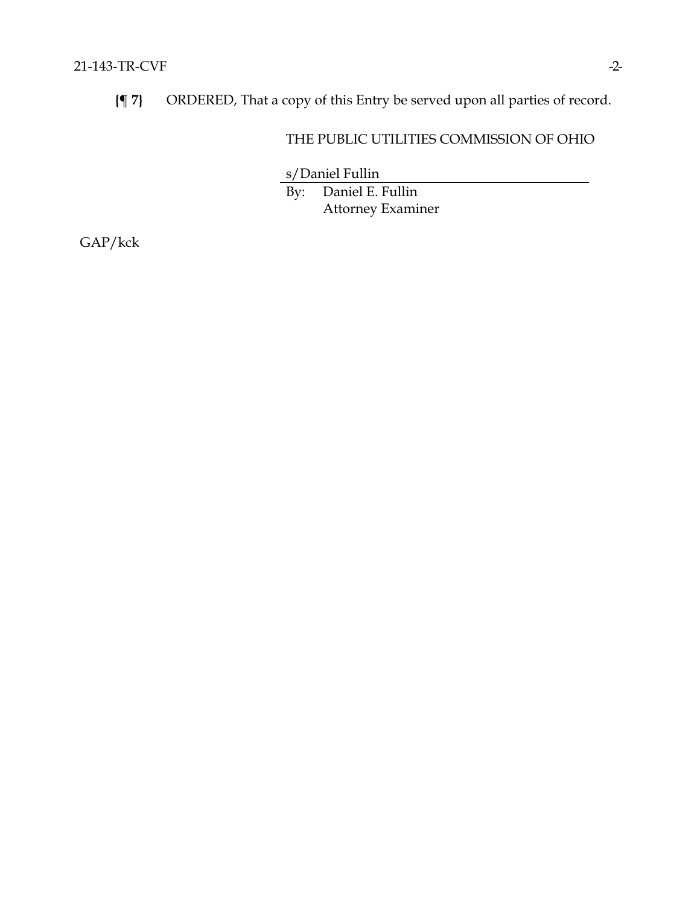**{¶ 7}** ORDERED, That a copy of this Entry be served upon all parties of record.

THE PUBLIC UTILITIES COMMISSION OF OHIO

s/Daniel Fullin

By: Daniel E. Fullin
Attorney Examiner

GAP/kck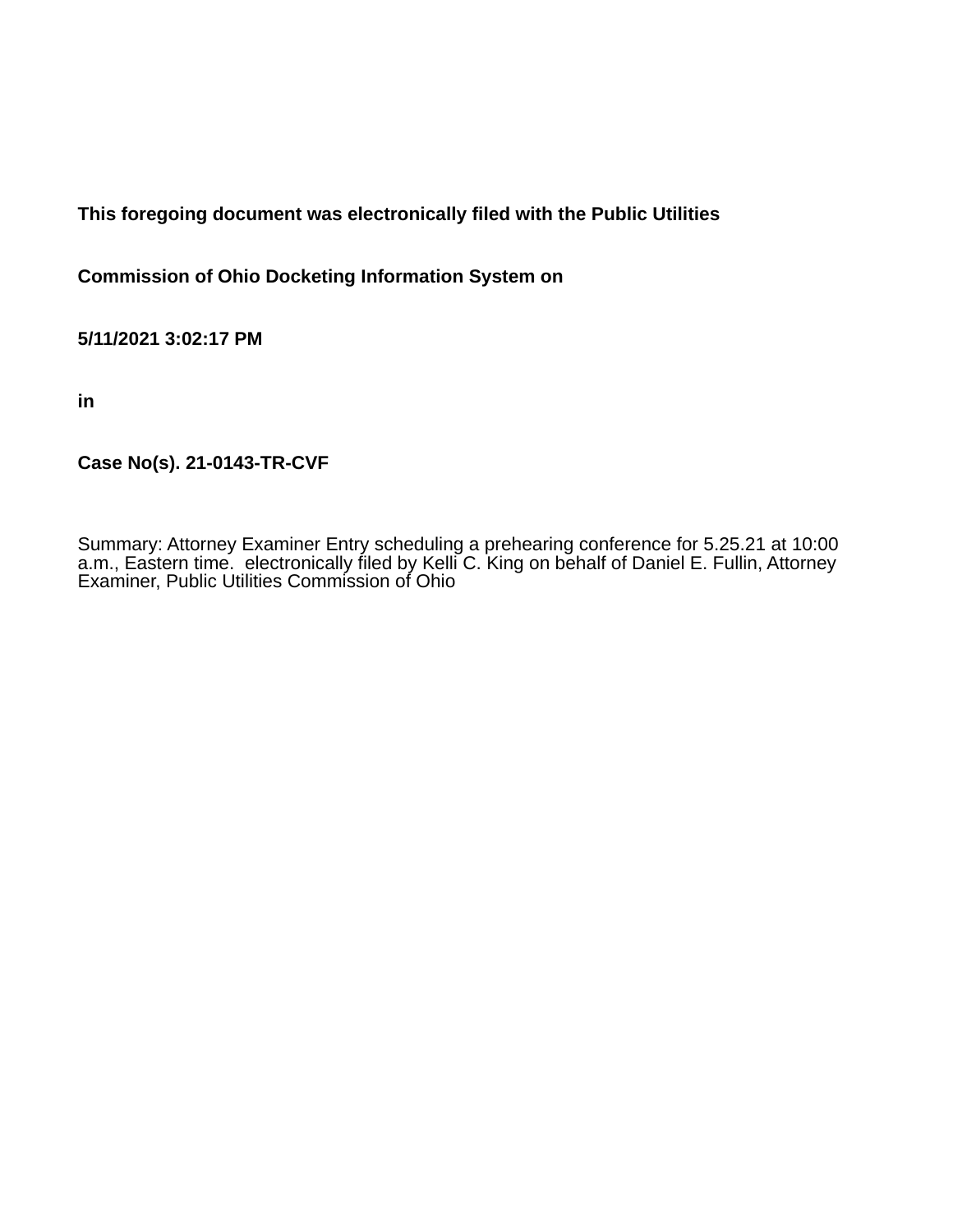**This foregoing document was electronically filed with the Public Utilities**

**Commission of Ohio Docketing Information System on**

**5/11/2021 3:02:17 PM**

**in**

**Case No(s). 21-0143-TR-CVF**

Summary: Attorney Examiner Entry scheduling a prehearing conference for 5.25.21 at 10:00 a.m., Eastern time. electronically filed by Kelli C. King on behalf of Daniel E. Fullin, Attorney Examiner, Public Utilities Commission of Ohio